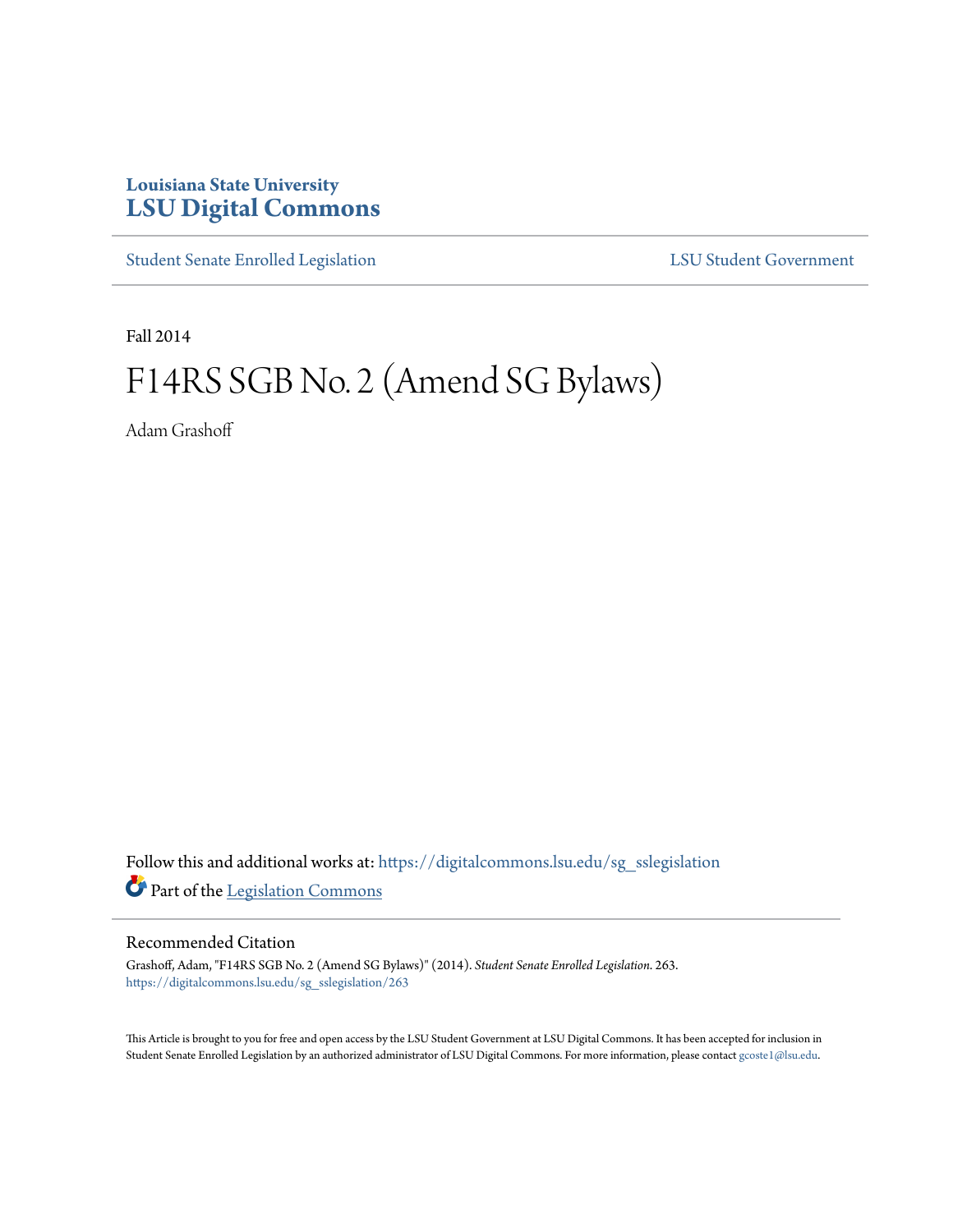Louisiana State University
# LSU Digital Commons

Student Senate Enrolled Legislation | LSU Student Government

Fall 2014

# F14RS SGB No. 2 (Amend SG Bylaws)

Adam Grashoff

Follow this and additional works at: https://digitalcommons.lsu.edu/sg_sslegislation

Part of the Legislation Commons

## Recommended Citation

Grashoff, Adam, "F14RS SGB No. 2 (Amend SG Bylaws)" (2014). *Student Senate Enrolled Legislation*. 263.
https://digitalcommons.lsu.edu/sg_sslegislation/263

This Article is brought to you for free and open access by the LSU Student Government at LSU Digital Commons. It has been accepted for inclusion in Student Senate Enrolled Legislation by an authorized administrator of LSU Digital Commons. For more information, please contact gcoste1@lsu.edu.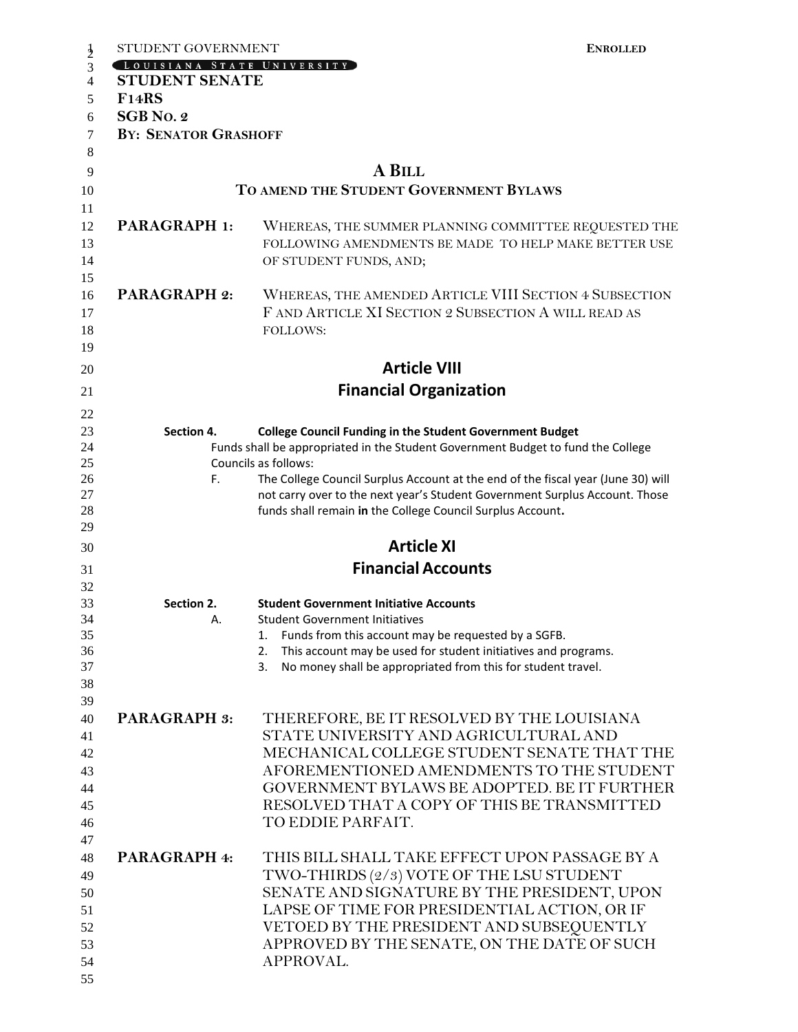STUDENT GOVERNMENT **ENROLLED**

LOUISIANA STATE UNIVERSITY

**STUDENT SENATE**

**F14RS**

**SGB NO. 2**

**BY: SENATOR GRASHOFF**

# A BILL

## TO AMEND THE STUDENT GOVERNMENT BYLAWS

**PARAGRAPH 1:** WHEREAS, THE SUMMER PLANNING COMMITTEE REQUESTED THE FOLLOWING AMENDMENTS BE MADE TO HELP MAKE BETTER USE OF STUDENT FUNDS, AND;

**PARAGRAPH 2:** WHEREAS, THE AMENDED ARTICLE VIII SECTION 4 SUBSECTION F AND ARTICLE XI SECTION 2 SUBSECTION A WILL READ AS FOLLOWS:

## Article VIII
## Financial Organization

**Section 4. College Council Funding in the Student Government Budget**

Funds shall be appropriated in the Student Government Budget to fund the College Councils as follows:

F. The College Council Surplus Account at the end of the fiscal year (June 30) will not carry over to the next year's Student Government Surplus Account. Those funds shall remain **in** the College Council Surplus Account**.**

## Article XI
## Financial Accounts

**Section 2. Student Government Initiative Accounts**

A. Student Government Initiatives
1. Funds from this account may be requested by a SGFB.
2. This account may be used for student initiatives and programs.
3. No money shall be appropriated from this for student travel.

**PARAGRAPH 3:** THEREFORE, BE IT RESOLVED BY THE LOUISIANA STATE UNIVERSITY AND AGRICULTURAL AND MECHANICAL COLLEGE STUDENT SENATE THAT THE AFOREMENTIONED AMENDMENTS TO THE STUDENT GOVERNMENT BYLAWS BE ADOPTED. BE IT FURTHER RESOLVED THAT A COPY OF THIS BE TRANSMITTED TO EDDIE PARFAIT.

**PARAGRAPH 4:** THIS BILL SHALL TAKE EFFECT UPON PASSAGE BY A TWO-THIRDS (2/3) VOTE OF THE LSU STUDENT SENATE AND SIGNATURE BY THE PRESIDENT, UPON LAPSE OF TIME FOR PRESIDENTIAL ACTION, OR IF VETOED BY THE PRESIDENT AND SUBSEQUENTLY APPROVED BY THE SENATE, ON THE DATE OF SUCH APPROVAL.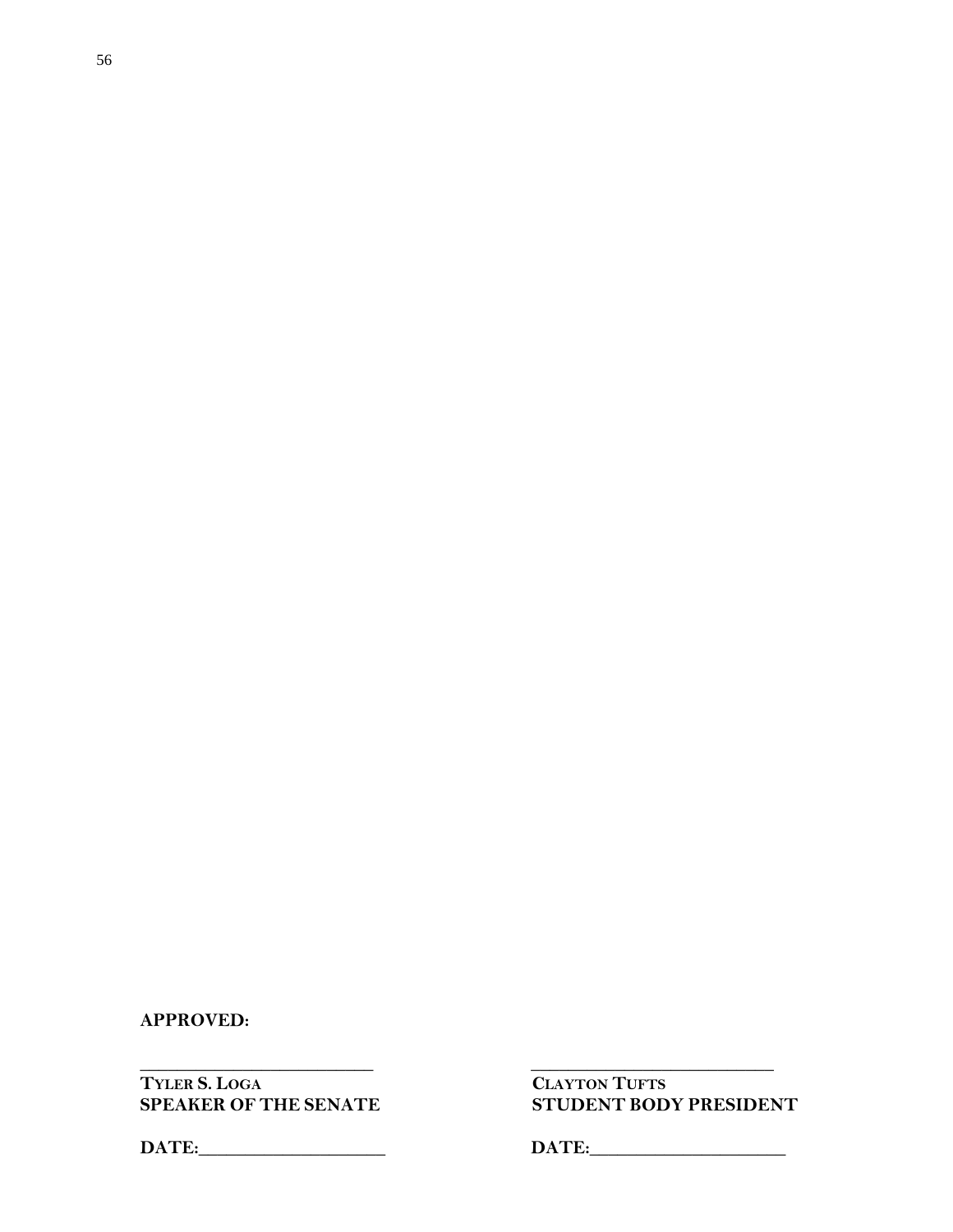**APPROVED:**

\_\_\_\_\_\_\_\_\_\_\_\_\_\_\_\_\_\_\_\_\_\_\_\_\_\_\_\_
**TYLER S. LOGA**
**SPEAKER OF THE SENATE**

**DATE:**\_\_\_\_\_\_\_\_\_\_\_\_\_\_\_\_\_\_\_\_\_\_\_

\_\_\_\_\_\_\_\_\_\_\_\_\_\_\_\_\_\_\_\_\_\_\_\_\_\_\_\_
**CLAYTON TUFTS**
**STUDENT BODY PRESIDENT**

**DATE:**\_\_\_\_\_\_\_\_\_\_\_\_\_\_\_\_\_\_\_\_\_\_\_